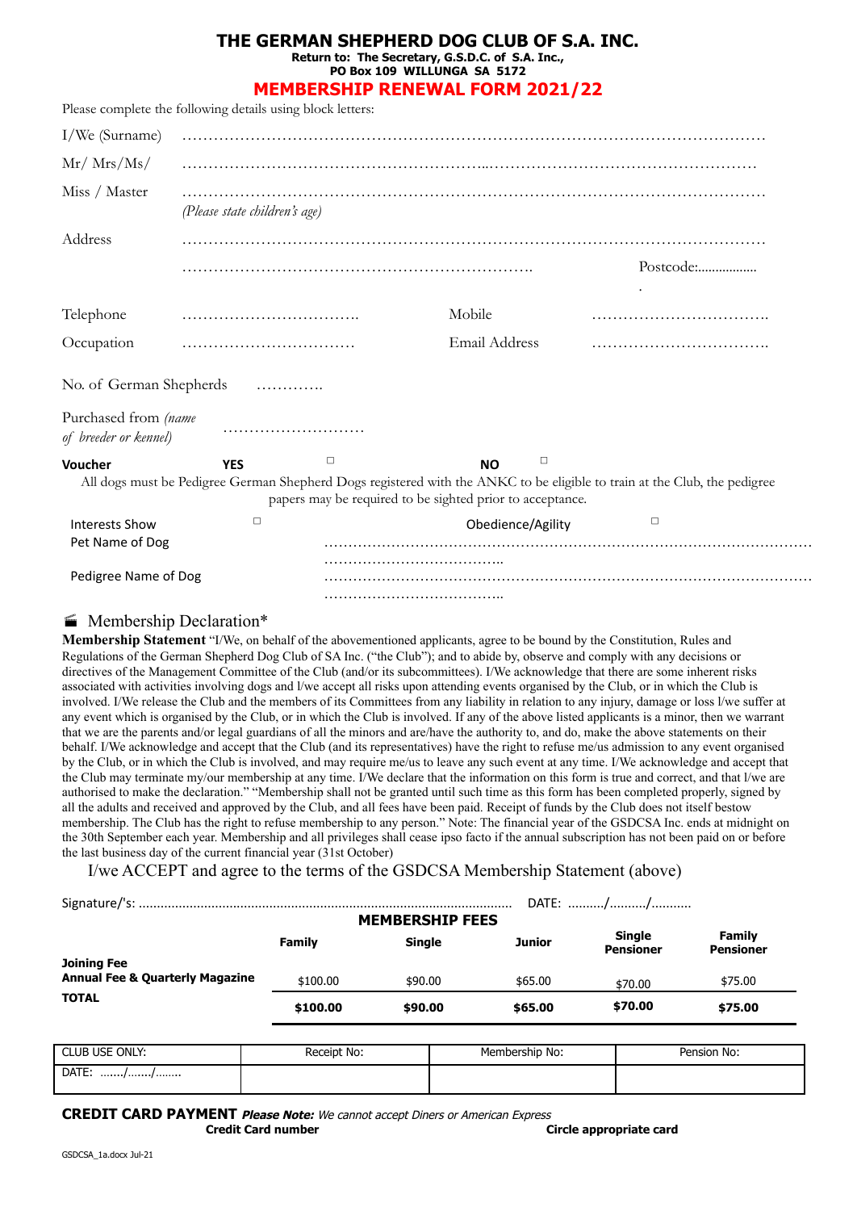# THE GERMAN SHEPHERD DOG CLUB OF S.A. INC.

**Return to: The Secretary, G.S.D.C. of S.A. Inc.,**
**PO Box 109 WILLUNGA SA 5172**

## MEMBERSHIP RENEWAL FORM 2021/22

Please complete the following details using block letters:

I/We (Surname) ……………………………………………………………………………………………………

Mr/ Mrs/Ms/ ……………………………………………………………………………………………………

Miss / Master ……………………………………………………………………………………………………
*(Please state children's age)*

Address ……………………………………………………………………………………………………

……………………………………………………………… Postcode:……………..

Telephone …………………………… Mobile ……………………………

Occupation …………………………… Email Address ……………………………

No. of German Shepherds …………

Purchased from *(name of breeder or kennel)* ………………………

**Voucher** **YES** ☐ **NO** ☐

All dogs must be Pedigree German Shepherd Dogs registered with the ANKC to be eligible to train at the Club, the pedigree papers may be required to be sighted prior to acceptance.

Interests Show ☐ Obedience/Agility ☐

Pet Name of Dog ………………………………………………………………………………………………………………………

Pedigree Name of Dog ………………………………………………………………………………………………………………………

### Membership Declaration*

**Membership Statement** "I/We, on behalf of the abovementioned applicants, agree to be bound by the Constitution, Rules and Regulations of the German Shepherd Dog Club of SA Inc. ("the Club"); and to abide by, observe and comply with any decisions or directives of the Management Committee of the Club (and/or its subcommittees). I/We acknowledge that there are some inherent risks associated with activities involving dogs and l/we accept all risks upon attending events organised by the Club, or in which the Club is involved. I/We release the Club and the members of its Committees from any liability in relation to any injury, damage or loss l/we suffer at any event which is organised by the Club, or in which the Club is involved. If any of the above listed applicants is a minor, then we warrant that we are the parents and/or legal guardians of all the minors and are/have the authority to, and do, make the above statements on their behalf. I/We acknowledge and accept that the Club (and its representatives) have the right to refuse me/us admission to any event organised by the Club, or in which the Club is involved, and may require me/us to leave any such event at any time. I/We acknowledge and accept that the Club may terminate my/our membership at any time. I/We declare that the information on this form is true and correct, and that l/we are authorised to make the declaration." "Membership shall not be granted until such time as this form has been completed properly, signed by all the adults and received and approved by the Club, and all fees have been paid. Receipt of funds by the Club does not itself bestow membership. The Club has the right to refuse membership to any person." Note: The financial year of the GSDCSA Inc. ends at midnight on the 30th September each year. Membership and all privileges shall cease ipso facto if the annual subscription has not been paid on or before the last business day of the current financial year (31st October)

I/we ACCEPT and agree to the terms of the GSDCSA Membership Statement (above)

Signature/'s: ………………………………………………………………………………… DATE: ………/………/……….

### MEMBERSHIP FEES

| | Family | Single | Junior | Single Pensioner | Family Pensioner |
|---|---|---|---|---|---|
| **Joining Fee** | | | | | |
| **Annual Fee & Quarterly Magazine** | $100.00 | $90.00 | $65.00 | $70.00 | $75.00 |
| **TOTAL** | **$100.00** | **$90.00** | **$65.00** | **$70.00** | **$75.00** |

| CLUB USE ONLY: | Receipt No: | Membership No: | Pension No: |
|---|---|---|---|
| DATE: ……/……./…….. | | | |

**CREDIT CARD PAYMENT** ***Please Note:*** *We cannot accept Diners or American Express*

**Credit Card number** **Circle appropriate card**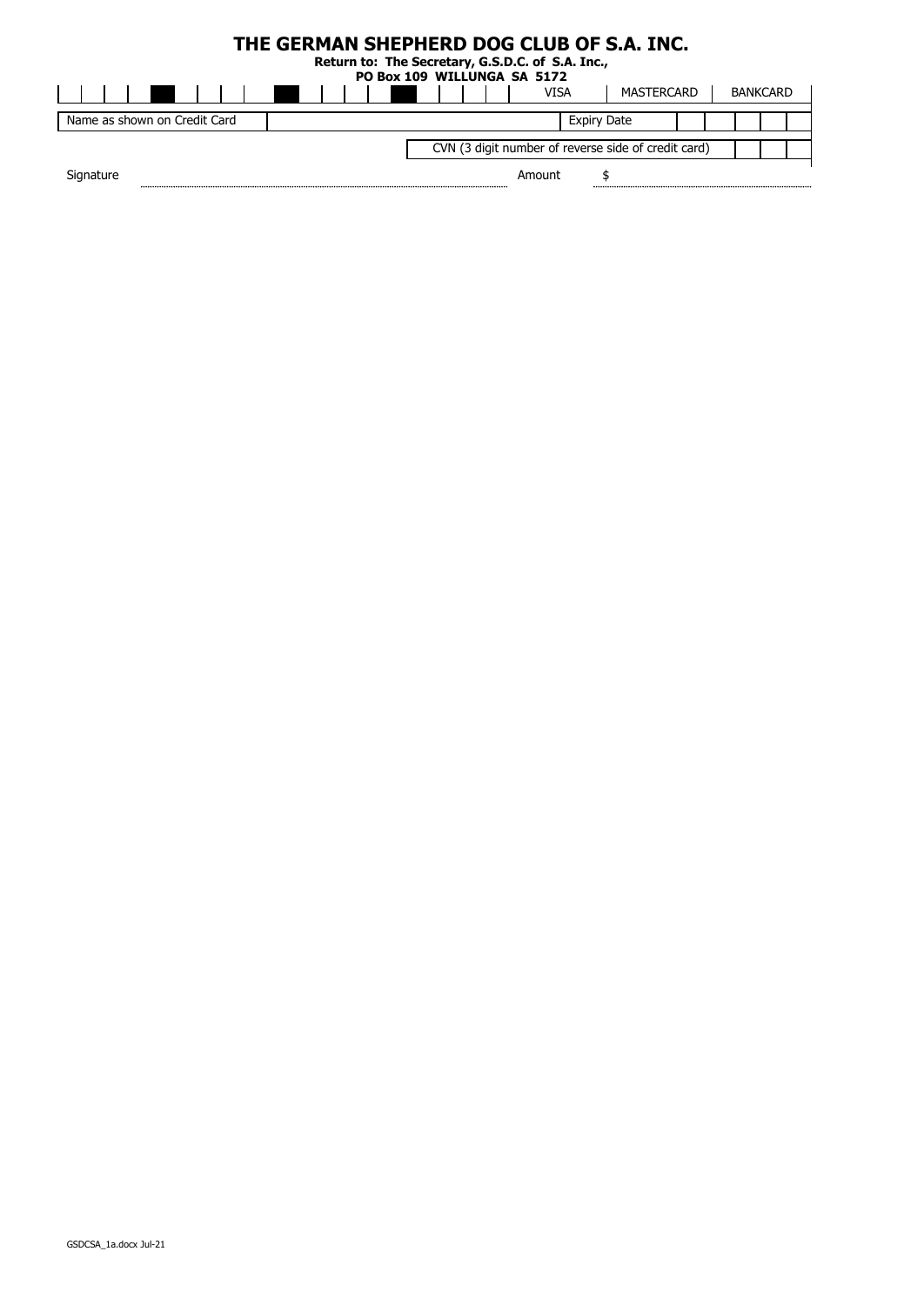# THE GERMAN SHEPHERD DOG CLUB OF S.A. INC.

**Return to: The Secretary, G.S.D.C. of S.A. Inc.,**
**PO Box 109 WILLUNGA SA 5172**

| | | | |
|---|---|---|---|
| (card number) | VISA | MASTERCARD | BANKCARD |

| | | | |
|---|---|---|---|
| Name as shown on Credit Card | | Expiry Date | |
| | | CVN (3 digit number of reverse side of credit card) | |

Signature .................................................................................................................... Amount $ ....................................................................

GSDCSA_1a.docx Jul-21